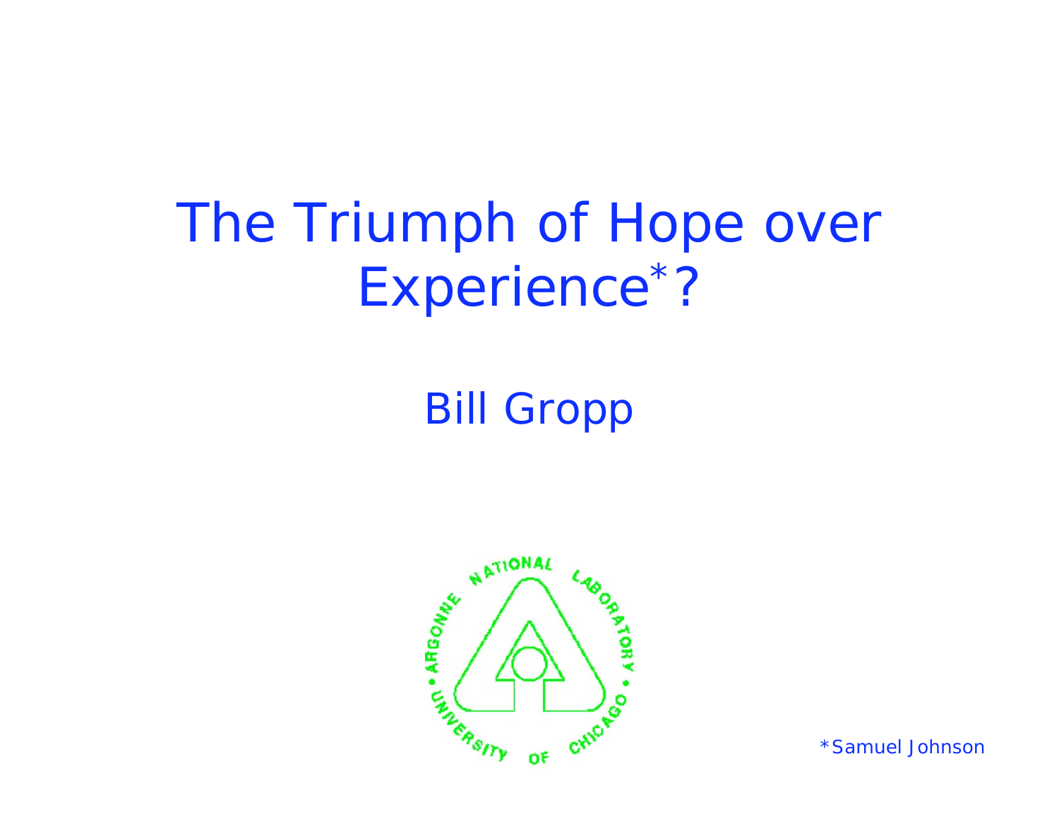# The Triumph of Hope over Experience*?

Bill Gropp

ARGONNE NATIONAL LABORATORY • UNIVERSITY OF CHICAGO •

*Samuel Johnson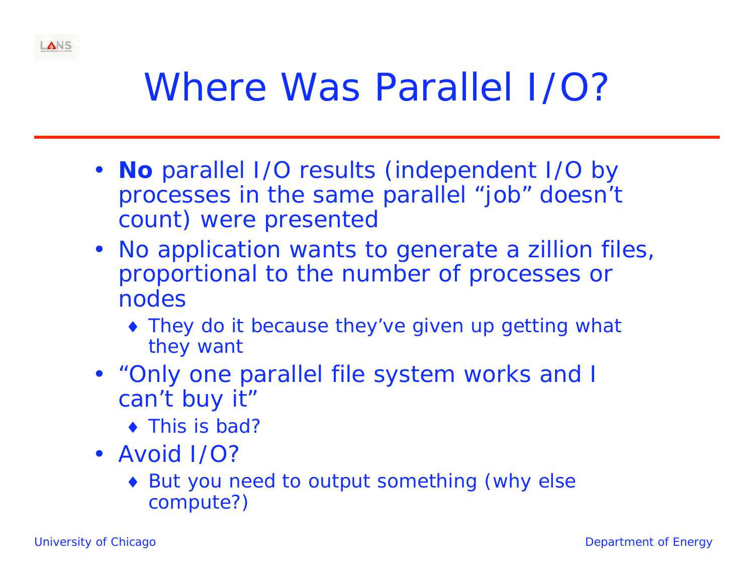# Where Was Parallel I/O?

- **No** parallel I/O results (independent I/O by processes in the same parallel "job" doesn't count) were presented
- No application wants to generate a zillion files, proportional to the number of processes or nodes
  - They do it because they've given up getting what they want
- "Only one parallel file system works and I can't buy it"
  - This is bad?
- Avoid I/O?
  - But you need to output something (why else compute?)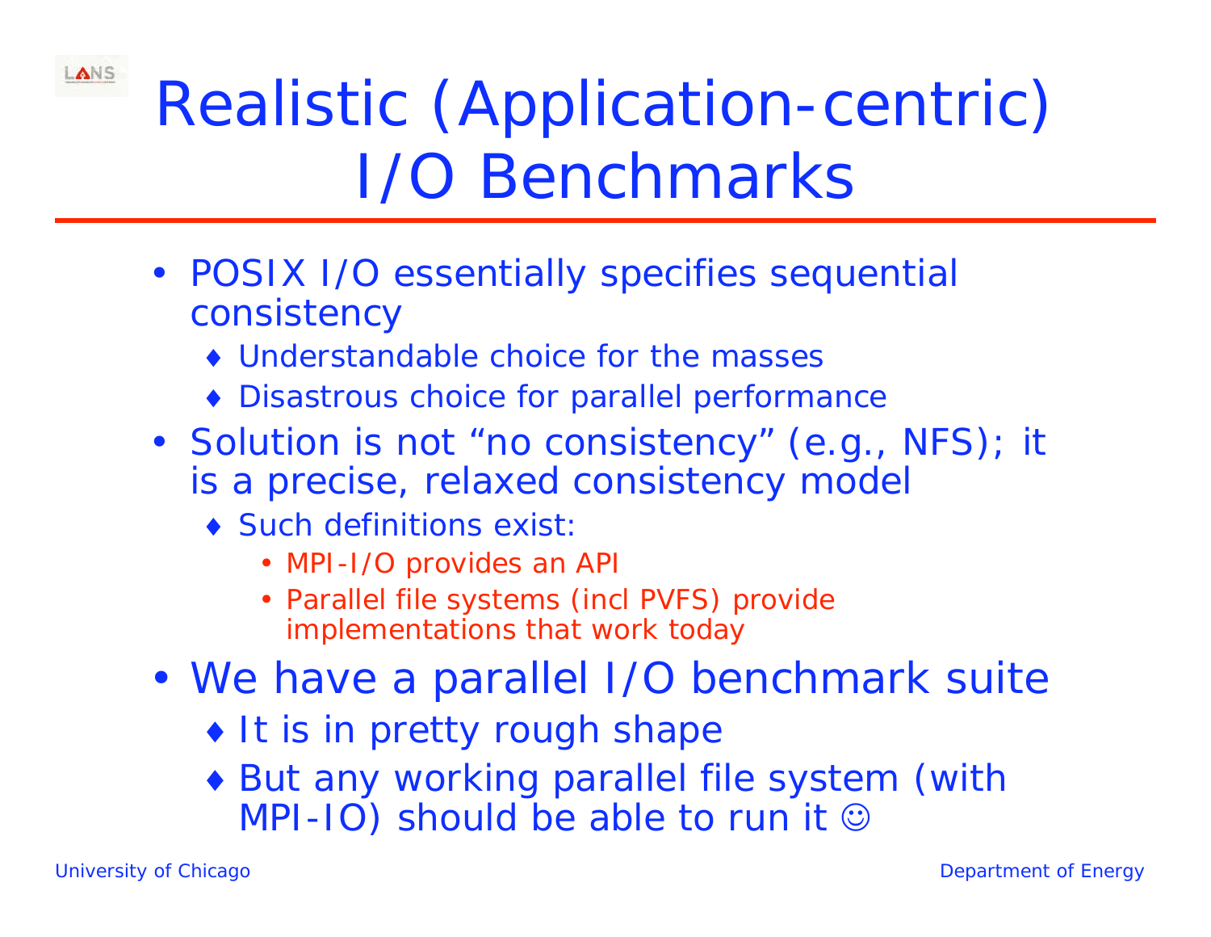# Realistic (Application-centric) I/O Benchmarks

- POSIX I/O essentially specifies sequential consistency
  - Understandable choice for the masses
  - Disastrous choice for parallel performance
- Solution is not “no consistency” (e.g., NFS); it is a precise, relaxed consistency model
  - Such definitions exist:
    - MPI-I/O provides an API
    - Parallel file systems (incl PVFS) provide implementations that work today
- We have a parallel I/O benchmark suite
  - It is in pretty rough shape
  - But any working parallel file system (with MPI-IO) should be able to run it ☺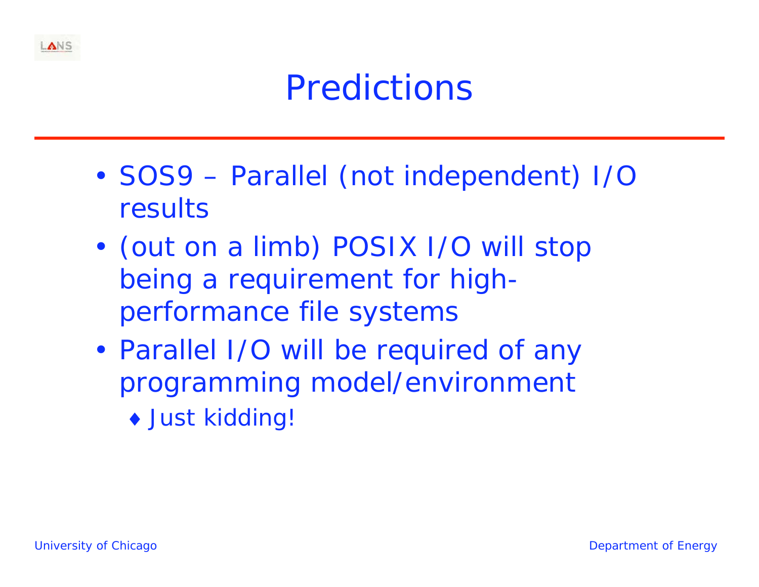# Predictions

- SOS9 – Parallel (not independent) I/O results
- (out on a limb) POSIX I/O will stop being a requirement for high-performance file systems
- Parallel I/O will be required of any programming model/environment
  - Just kidding!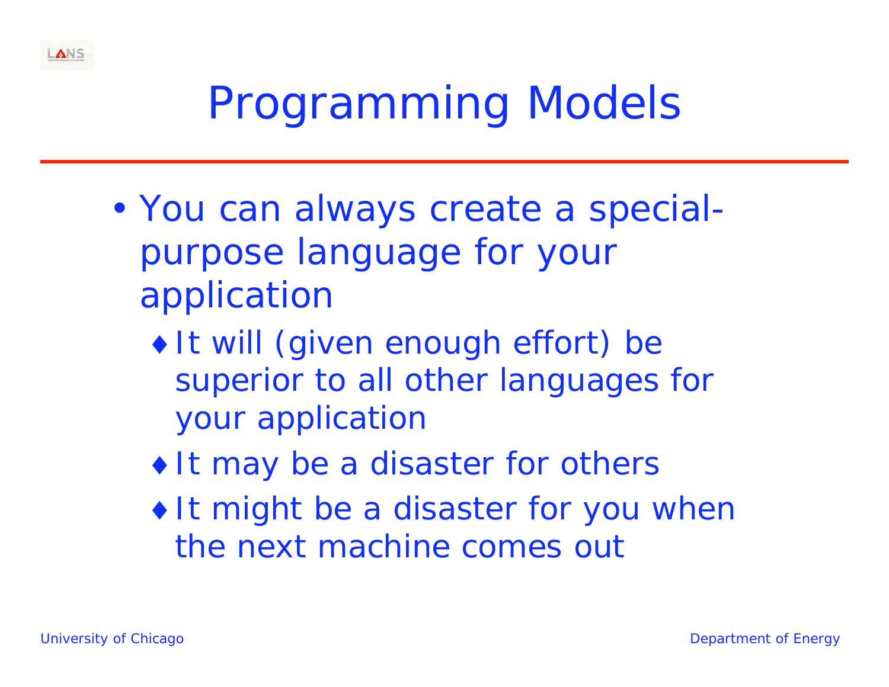# Programming Models

- You can always create a special-purpose language for your application
  - It will (given enough effort) be superior to all other languages for your application
  - It may be a disaster for others
  - It might be a disaster for you when the next machine comes out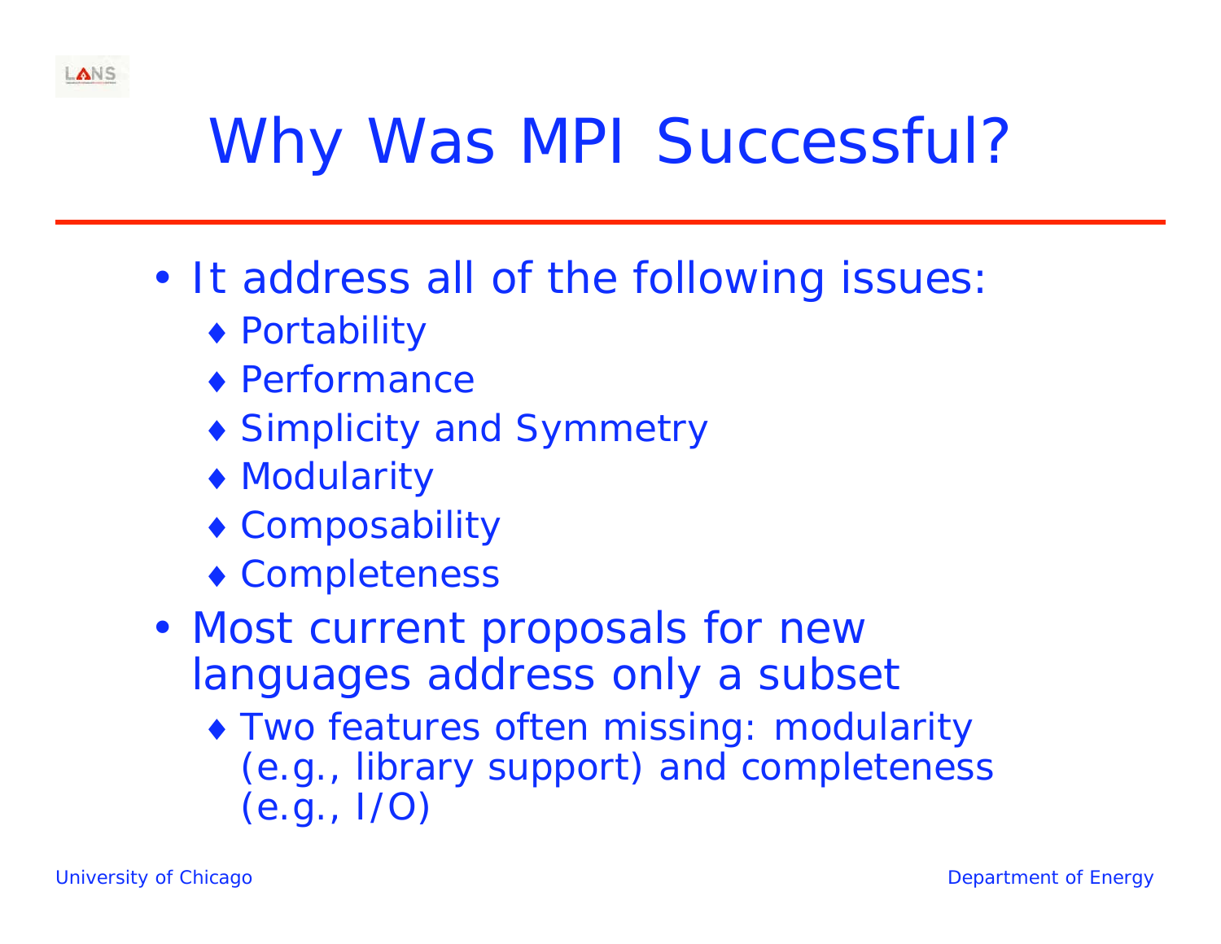# Why Was MPI Successful?

- It address all of the following issues:
  - Portability
  - Performance
  - Simplicity and Symmetry
  - Modularity
  - Composability
  - Completeness
- Most current proposals for new languages address only a subset
  - Two features often missing: modularity (e.g., library support) and completeness (e.g., I/O)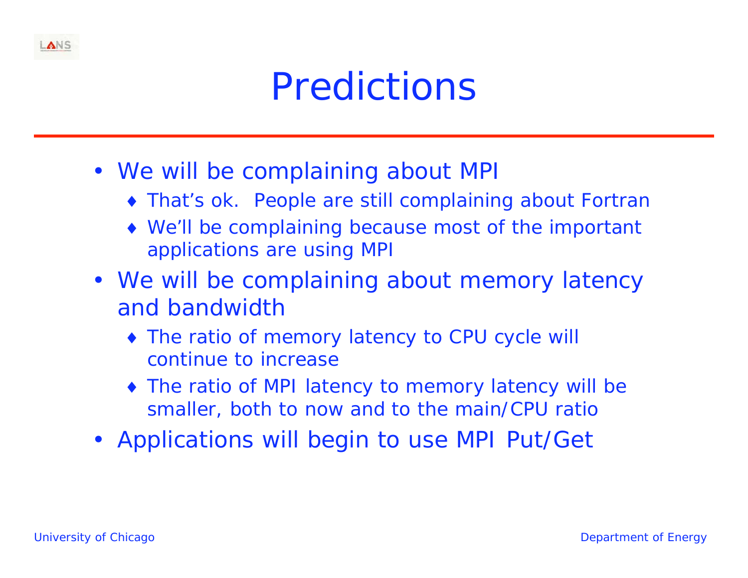# Predictions

- We will be complaining about MPI
  - That's ok. People are still complaining about Fortran
  - We'll be complaining because most of the important applications are using MPI
- We will be complaining about memory latency and bandwidth
  - The ratio of memory latency to CPU cycle will continue to increase
  - The ratio of MPI latency to memory latency will be smaller, both to now and to the main/CPU ratio
- Applications will begin to use MPI Put/Get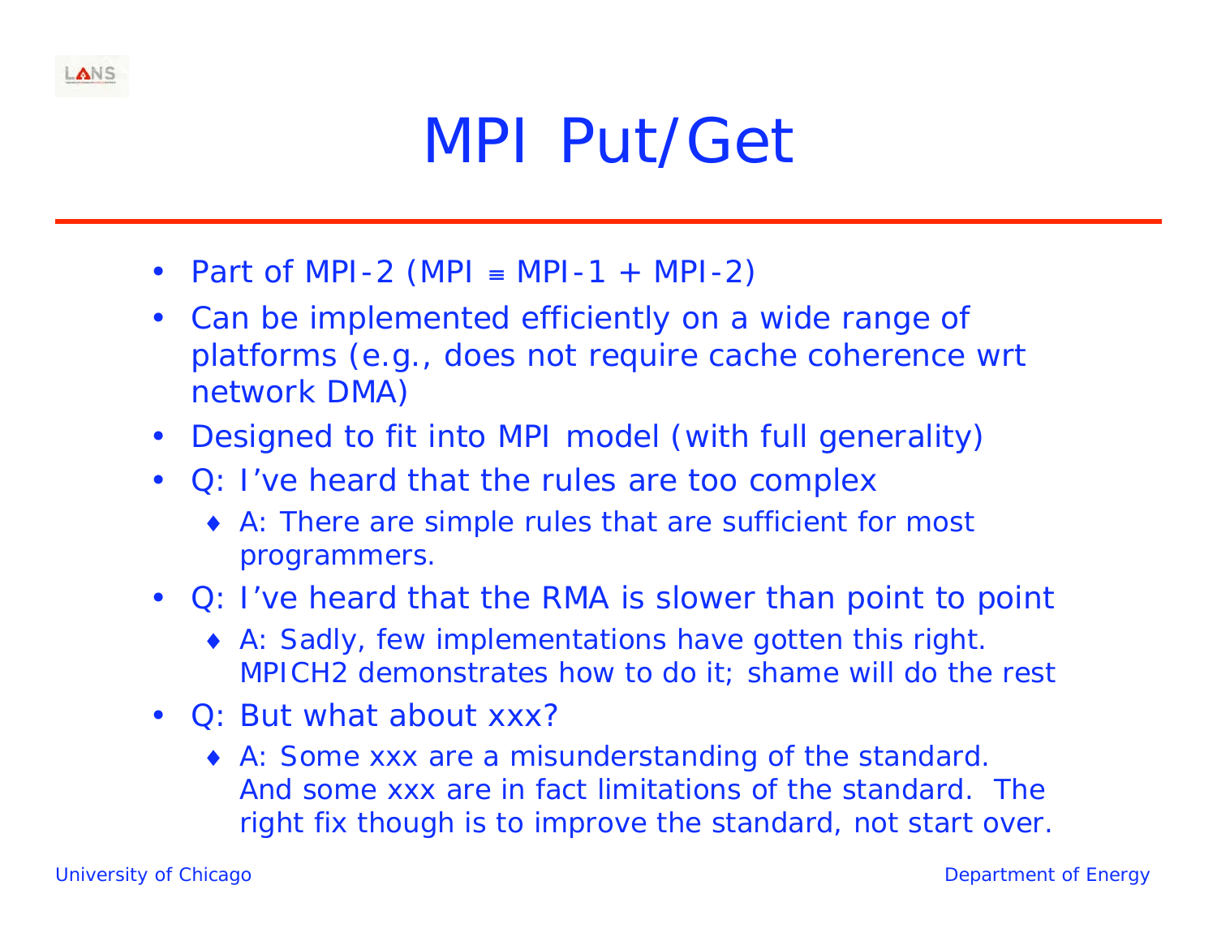# MPI Put/Get

- Part of MPI-2 (MPI ≡ MPI-1 + MPI-2)
- Can be implemented efficiently on a wide range of platforms (e.g., does not require cache coherence wrt network DMA)
- Designed to fit into MPI model (with full generality)
- Q: I've heard that the rules are too complex
  - A: There are simple rules that are sufficient for most programmers.
- Q: I've heard that the RMA is slower than point to point
  - A: Sadly, few implementations have gotten this right. MPICH2 demonstrates how to do it; shame will do the rest
- Q: But what about xxx?
  - A: Some xxx are a misunderstanding of the standard. And some xxx are in fact limitations of the standard. The right fix though is to improve the standard, not start over.